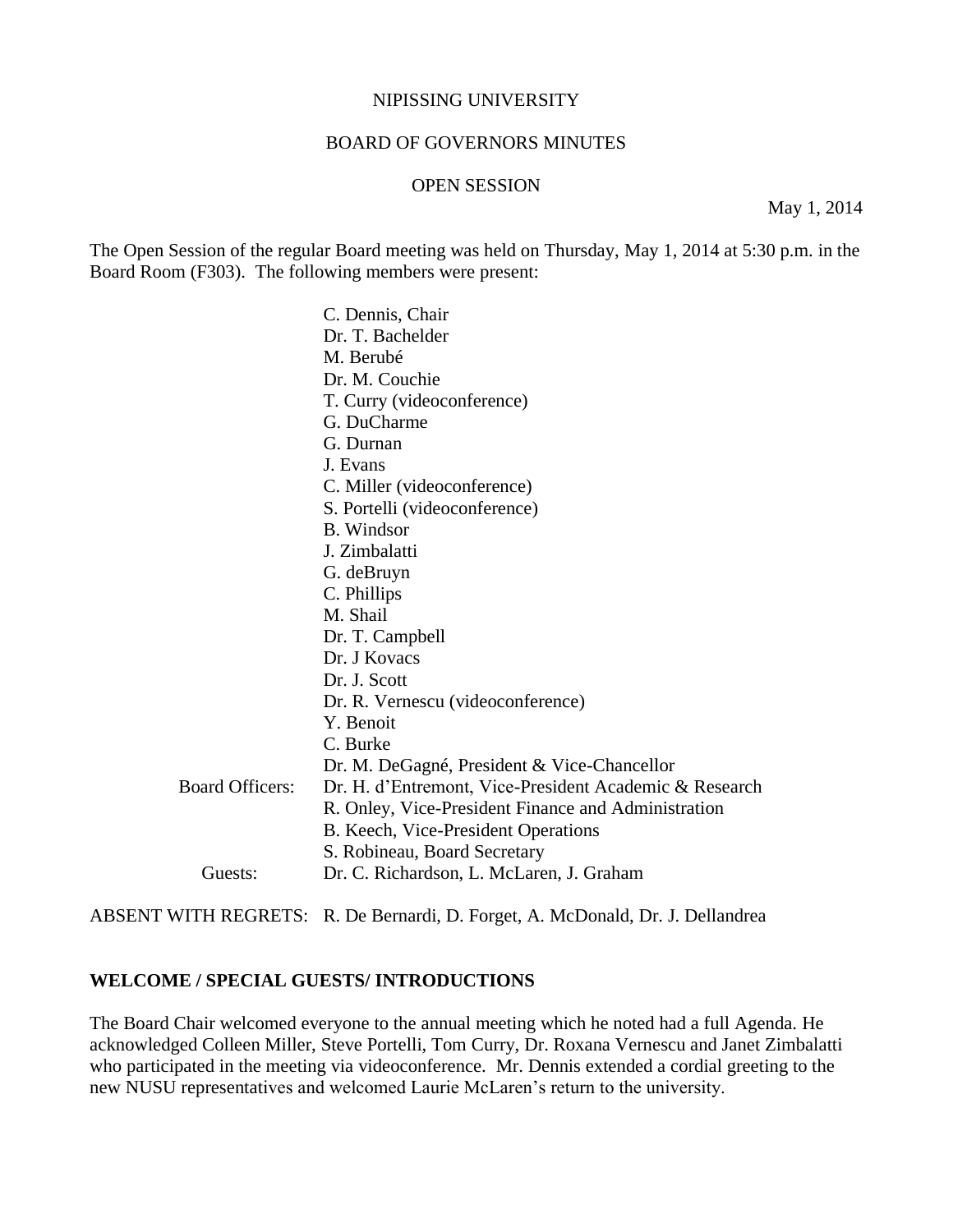NIPISSING UNIVERSITY

BOARD OF GOVERNORS MINUTES

OPEN SESSION

May 1, 2014

The Open Session of the regular Board meeting was held on Thursday, May 1, 2014 at 5:30 p.m. in the Board Room (F303). The following members were present:

C. Dennis, Chair
Dr. T. Bachelder
M. Berubé
Dr. M. Couchie
T. Curry (videoconference)
G. DuCharme
G. Durnan
J. Evans
C. Miller (videoconference)
S. Portelli (videoconference)
B. Windsor
J. Zimbalatti
G. deBruyn
C. Phillips
M. Shail
Dr. T. Campbell
Dr. J Kovacs
Dr. J. Scott
Dr. R. Vernescu (videoconference)
Y. Benoit
C. Burke
Dr. M. DeGagné, President & Vice-Chancellor

Board Officers:
Dr. H. d'Entremont, Vice-President Academic & Research
R. Onley, Vice-President Finance and Administration
B. Keech, Vice-President Operations
S. Robineau, Board Secretary

Guests: Dr. C. Richardson, L. McLaren, J. Graham

ABSENT WITH REGRETS: R. De Bernardi, D. Forget, A. McDonald, Dr. J. Dellandrea

## WELCOME / SPECIAL GUESTS/ INTRODUCTIONS

The Board Chair welcomed everyone to the annual meeting which he noted had a full Agenda. He acknowledged Colleen Miller, Steve Portelli, Tom Curry, Dr. Roxana Vernescu and Janet Zimbalatti who participated in the meeting via videoconference. Mr. Dennis extended a cordial greeting to the new NUSU representatives and welcomed Laurie McLaren's return to the university.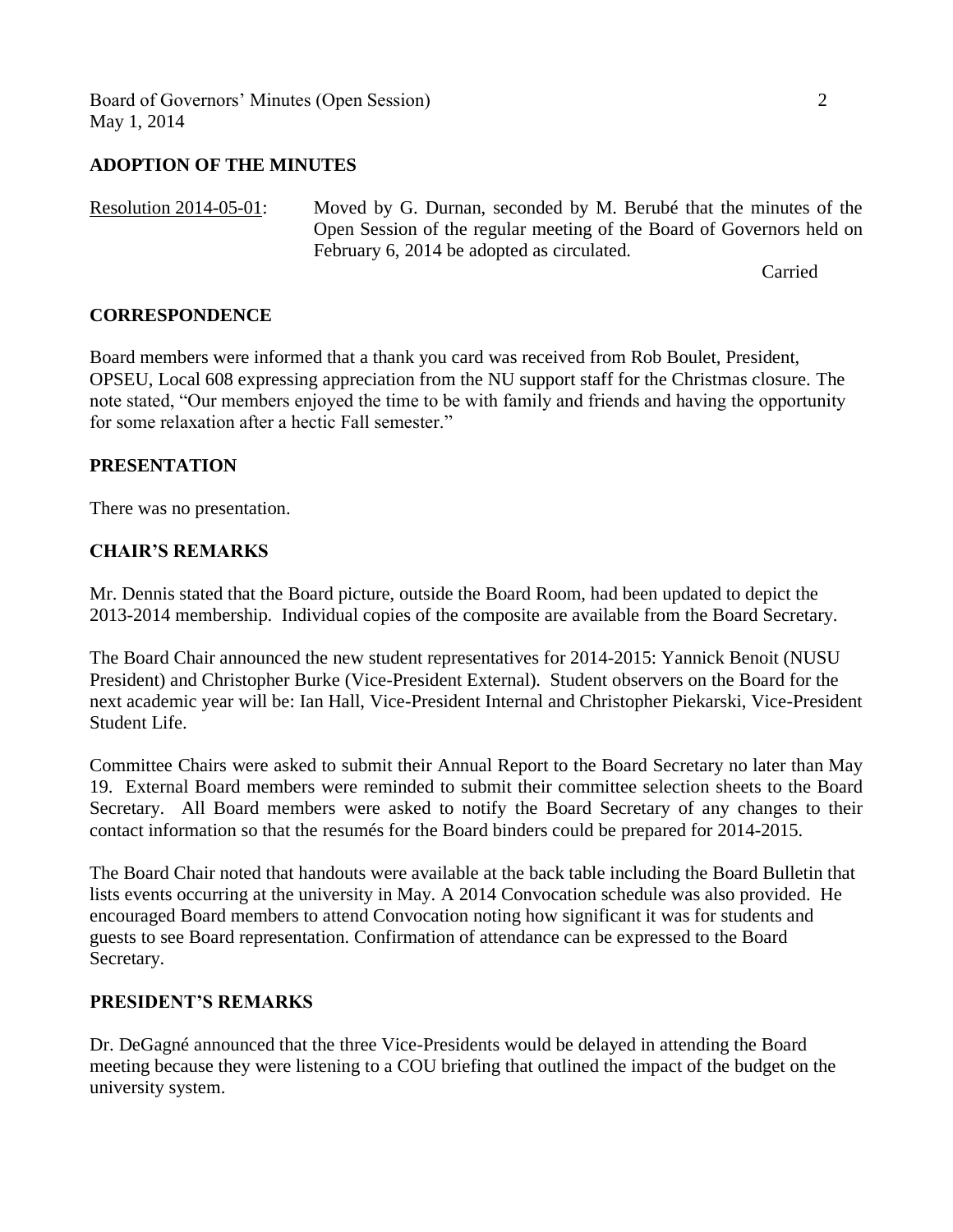## ADOPTION OF THE MINUTES

Resolution 2014-05-01: Moved by G. Durnan, seconded by M. Berubé that the minutes of the Open Session of the regular meeting of the Board of Governors held on February 6, 2014 be adopted as circulated.

Carried

## CORRESPONDENCE

Board members were informed that a thank you card was received from Rob Boulet, President, OPSEU, Local 608 expressing appreciation from the NU support staff for the Christmas closure. The note stated, "Our members enjoyed the time to be with family and friends and having the opportunity for some relaxation after a hectic Fall semester."

## PRESENTATION

There was no presentation.

## CHAIR'S REMARKS

Mr. Dennis stated that the Board picture, outside the Board Room, had been updated to depict the 2013-2014 membership. Individual copies of the composite are available from the Board Secretary.

The Board Chair announced the new student representatives for 2014-2015: Yannick Benoit (NUSU President) and Christopher Burke (Vice-President External). Student observers on the Board for the next academic year will be: Ian Hall, Vice-President Internal and Christopher Piekarski, Vice-President Student Life.

Committee Chairs were asked to submit their Annual Report to the Board Secretary no later than May 19. External Board members were reminded to submit their committee selection sheets to the Board Secretary. All Board members were asked to notify the Board Secretary of any changes to their contact information so that the resumés for the Board binders could be prepared for 2014-2015.

The Board Chair noted that handouts were available at the back table including the Board Bulletin that lists events occurring at the university in May. A 2014 Convocation schedule was also provided. He encouraged Board members to attend Convocation noting how significant it was for students and guests to see Board representation. Confirmation of attendance can be expressed to the Board Secretary.

## PRESIDENT'S REMARKS

Dr. DeGagné announced that the three Vice-Presidents would be delayed in attending the Board meeting because they were listening to a COU briefing that outlined the impact of the budget on the university system.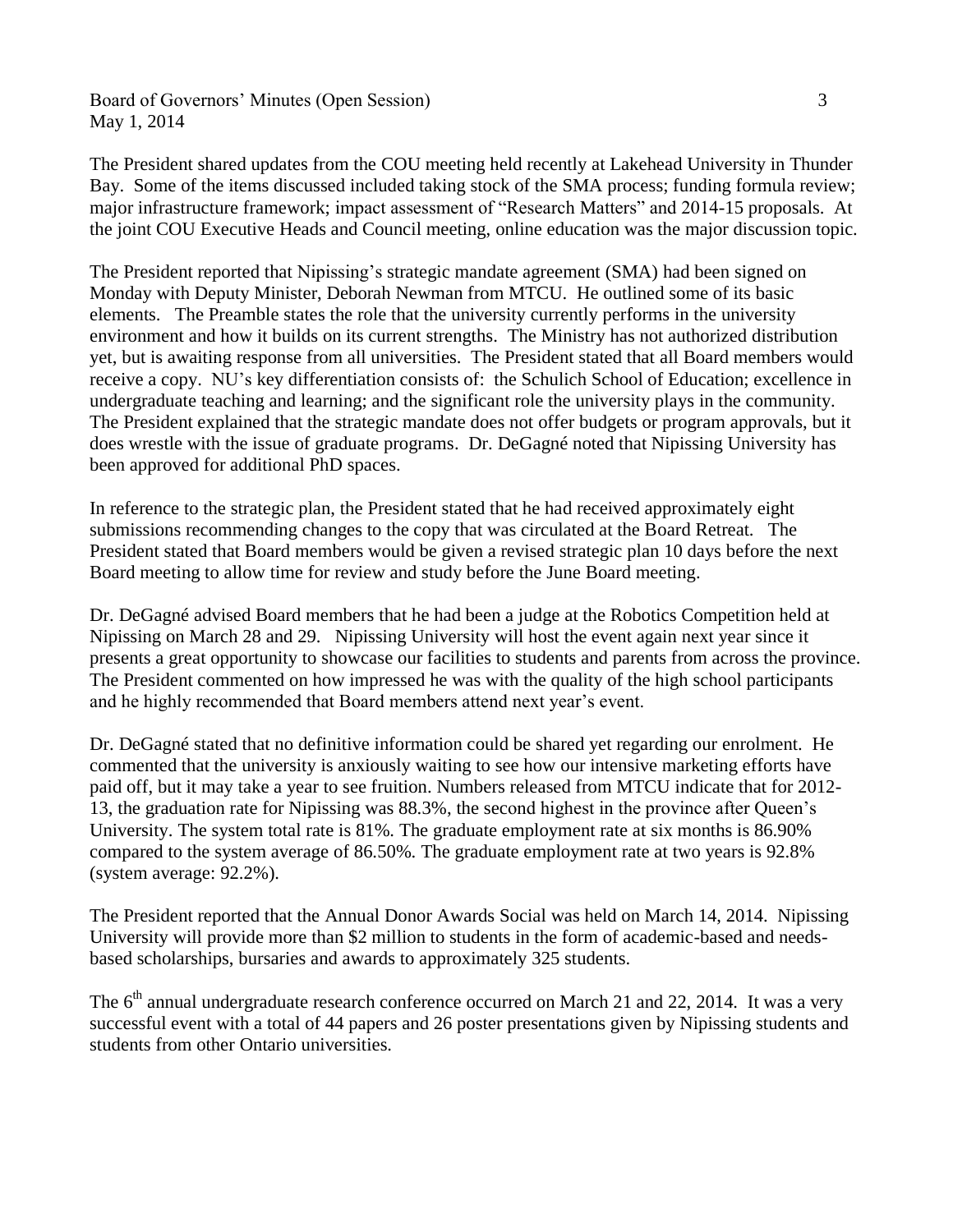The President shared updates from the COU meeting held recently at Lakehead University in Thunder Bay. Some of the items discussed included taking stock of the SMA process; funding formula review; major infrastructure framework; impact assessment of "Research Matters" and 2014-15 proposals. At the joint COU Executive Heads and Council meeting, online education was the major discussion topic.

The President reported that Nipissing's strategic mandate agreement (SMA) had been signed on Monday with Deputy Minister, Deborah Newman from MTCU. He outlined some of its basic elements. The Preamble states the role that the university currently performs in the university environment and how it builds on its current strengths. The Ministry has not authorized distribution yet, but is awaiting response from all universities. The President stated that all Board members would receive a copy. NU's key differentiation consists of: the Schulich School of Education; excellence in undergraduate teaching and learning; and the significant role the university plays in the community. The President explained that the strategic mandate does not offer budgets or program approvals, but it does wrestle with the issue of graduate programs. Dr. DeGagné noted that Nipissing University has been approved for additional PhD spaces.

In reference to the strategic plan, the President stated that he had received approximately eight submissions recommending changes to the copy that was circulated at the Board Retreat. The President stated that Board members would be given a revised strategic plan 10 days before the next Board meeting to allow time for review and study before the June Board meeting.

Dr. DeGagné advised Board members that he had been a judge at the Robotics Competition held at Nipissing on March 28 and 29. Nipissing University will host the event again next year since it presents a great opportunity to showcase our facilities to students and parents from across the province. The President commented on how impressed he was with the quality of the high school participants and he highly recommended that Board members attend next year's event.

Dr. DeGagné stated that no definitive information could be shared yet regarding our enrolment. He commented that the university is anxiously waiting to see how our intensive marketing efforts have paid off, but it may take a year to see fruition. Numbers released from MTCU indicate that for 2012-13, the graduation rate for Nipissing was 88.3%, the second highest in the province after Queen's University. The system total rate is 81%. The graduate employment rate at six months is 86.90% compared to the system average of 86.50%. The graduate employment rate at two years is 92.8% (system average: 92.2%).

The President reported that the Annual Donor Awards Social was held on March 14, 2014. Nipissing University will provide more than $2 million to students in the form of academic-based and needs-based scholarships, bursaries and awards to approximately 325 students.

The 6th annual undergraduate research conference occurred on March 21 and 22, 2014. It was a very successful event with a total of 44 papers and 26 poster presentations given by Nipissing students and students from other Ontario universities.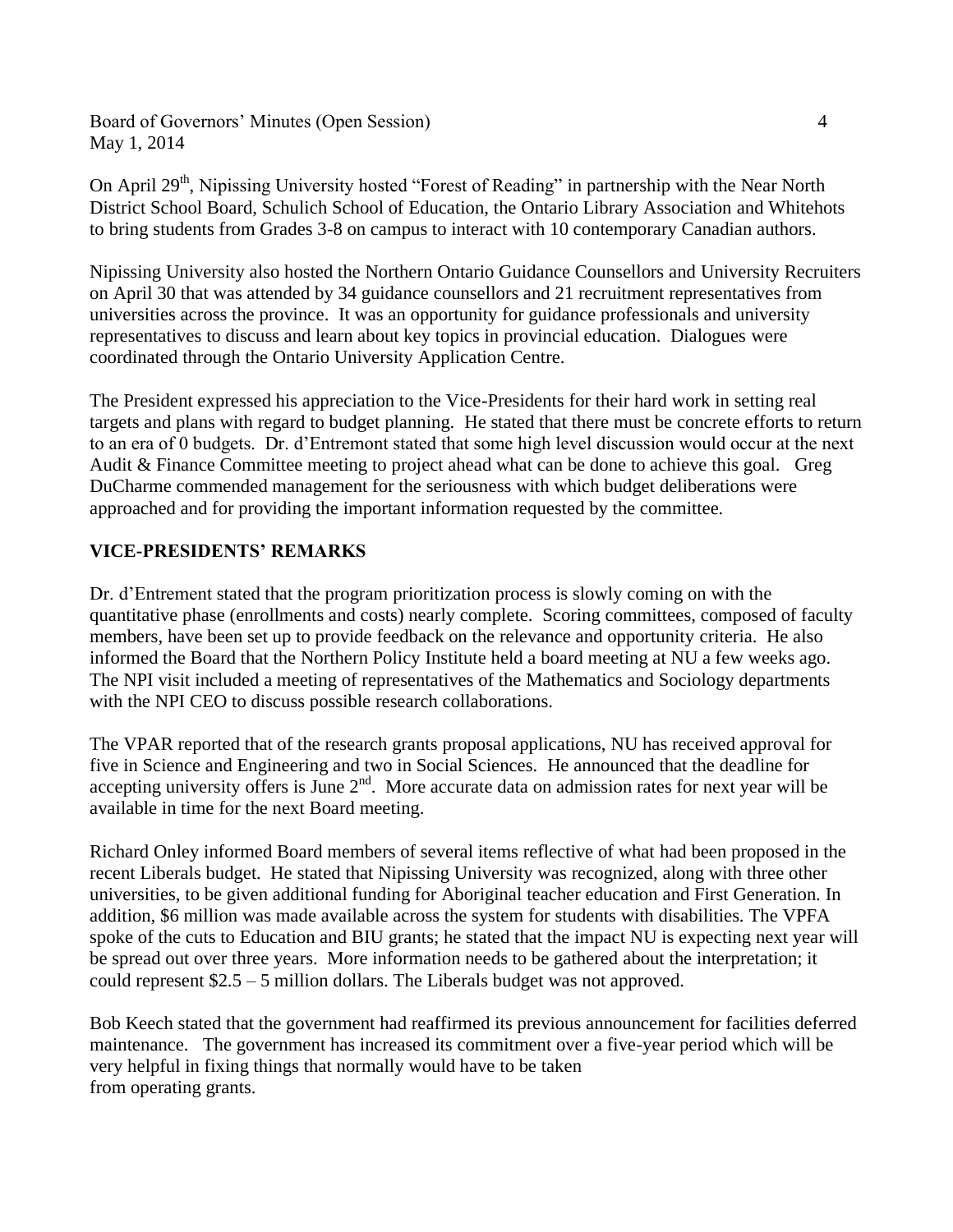On April 29th, Nipissing University hosted "Forest of Reading" in partnership with the Near North District School Board, Schulich School of Education, the Ontario Library Association and Whitehots to bring students from Grades 3-8 on campus to interact with 10 contemporary Canadian authors.

Nipissing University also hosted the Northern Ontario Guidance Counsellors and University Recruiters on April 30 that was attended by 34 guidance counsellors and 21 recruitment representatives from universities across the province. It was an opportunity for guidance professionals and university representatives to discuss and learn about key topics in provincial education. Dialogues were coordinated through the Ontario University Application Centre.

The President expressed his appreciation to the Vice-Presidents for their hard work in setting real targets and plans with regard to budget planning. He stated that there must be concrete efforts to return to an era of 0 budgets. Dr. d'Entremont stated that some high level discussion would occur at the next Audit & Finance Committee meeting to project ahead what can be done to achieve this goal. Greg DuCharme commended management for the seriousness with which budget deliberations were approached and for providing the important information requested by the committee.

**VICE-PRESIDENTS' REMARKS**

Dr. d'Entrement stated that the program prioritization process is slowly coming on with the quantitative phase (enrollments and costs) nearly complete. Scoring committees, composed of faculty members, have been set up to provide feedback on the relevance and opportunity criteria. He also informed the Board that the Northern Policy Institute held a board meeting at NU a few weeks ago. The NPI visit included a meeting of representatives of the Mathematics and Sociology departments with the NPI CEO to discuss possible research collaborations.

The VPAR reported that of the research grants proposal applications, NU has received approval for five in Science and Engineering and two in Social Sciences. He announced that the deadline for accepting university offers is June 2nd. More accurate data on admission rates for next year will be available in time for the next Board meeting.

Richard Onley informed Board members of several items reflective of what had been proposed in the recent Liberals budget. He stated that Nipissing University was recognized, along with three other universities, to be given additional funding for Aboriginal teacher education and First Generation. In addition, $6 million was made available across the system for students with disabilities. The VPFA spoke of the cuts to Education and BIU grants; he stated that the impact NU is expecting next year will be spread out over three years. More information needs to be gathered about the interpretation; it could represent $2.5 – 5 million dollars. The Liberals budget was not approved.

Bob Keech stated that the government had reaffirmed its previous announcement for facilities deferred maintenance. The government has increased its commitment over a five-year period which will be very helpful in fixing things that normally would have to be taken from operating grants.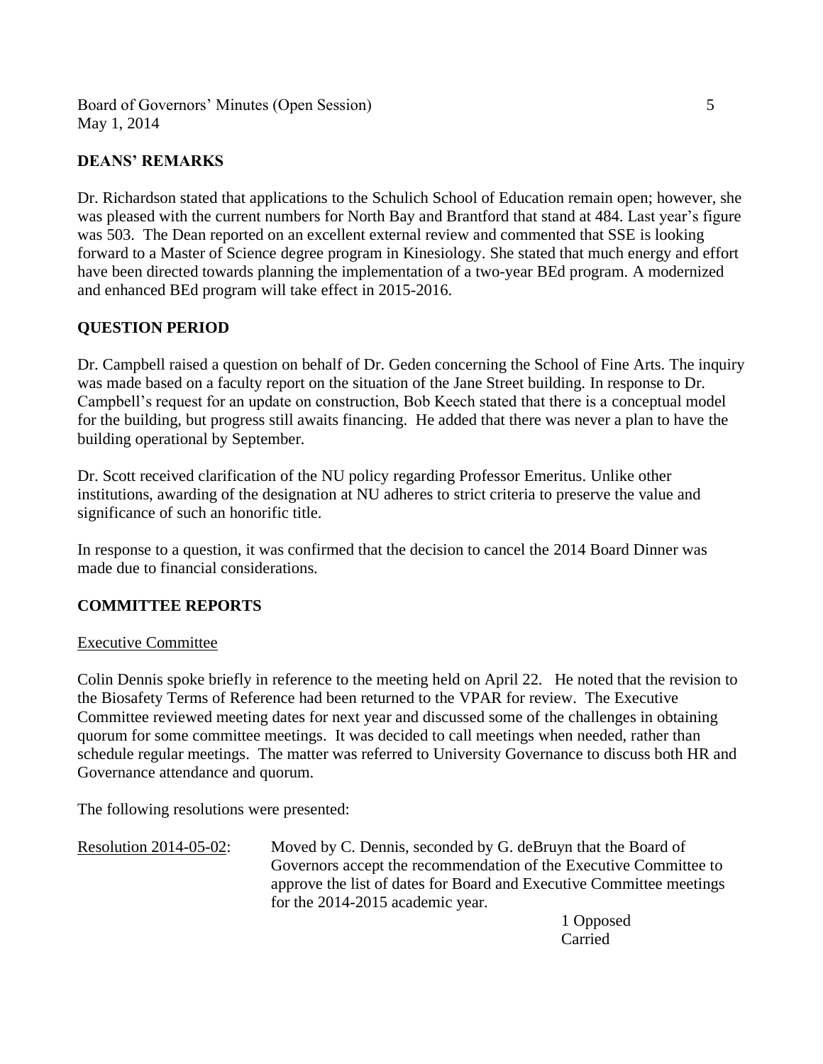## DEANS' REMARKS

Dr. Richardson stated that applications to the Schulich School of Education remain open; however, she was pleased with the current numbers for North Bay and Brantford that stand at 484. Last year's figure was 503. The Dean reported on an excellent external review and commented that SSE is looking forward to a Master of Science degree program in Kinesiology. She stated that much energy and effort have been directed towards planning the implementation of a two-year BEd program. A modernized and enhanced BEd program will take effect in 2015-2016.

## QUESTION PERIOD

Dr. Campbell raised a question on behalf of Dr. Geden concerning the School of Fine Arts. The inquiry was made based on a faculty report on the situation of the Jane Street building. In response to Dr. Campbell's request for an update on construction, Bob Keech stated that there is a conceptual model for the building, but progress still awaits financing. He added that there was never a plan to have the building operational by September.

Dr. Scott received clarification of the NU policy regarding Professor Emeritus. Unlike other institutions, awarding of the designation at NU adheres to strict criteria to preserve the value and significance of such an honorific title.

In response to a question, it was confirmed that the decision to cancel the 2014 Board Dinner was made due to financial considerations.

## COMMITTEE REPORTS

Executive Committee

Colin Dennis spoke briefly in reference to the meeting held on April 22. He noted that the revision to the Biosafety Terms of Reference had been returned to the VPAR for review. The Executive Committee reviewed meeting dates for next year and discussed some of the challenges in obtaining quorum for some committee meetings. It was decided to call meetings when needed, rather than schedule regular meetings. The matter was referred to University Governance to discuss both HR and Governance attendance and quorum.

The following resolutions were presented:

Resolution 2014-05-02: Moved by C. Dennis, seconded by G. deBruyn that the Board of Governors accept the recommendation of the Executive Committee to approve the list of dates for Board and Executive Committee meetings for the 2014-2015 academic year.

1 Opposed
Carried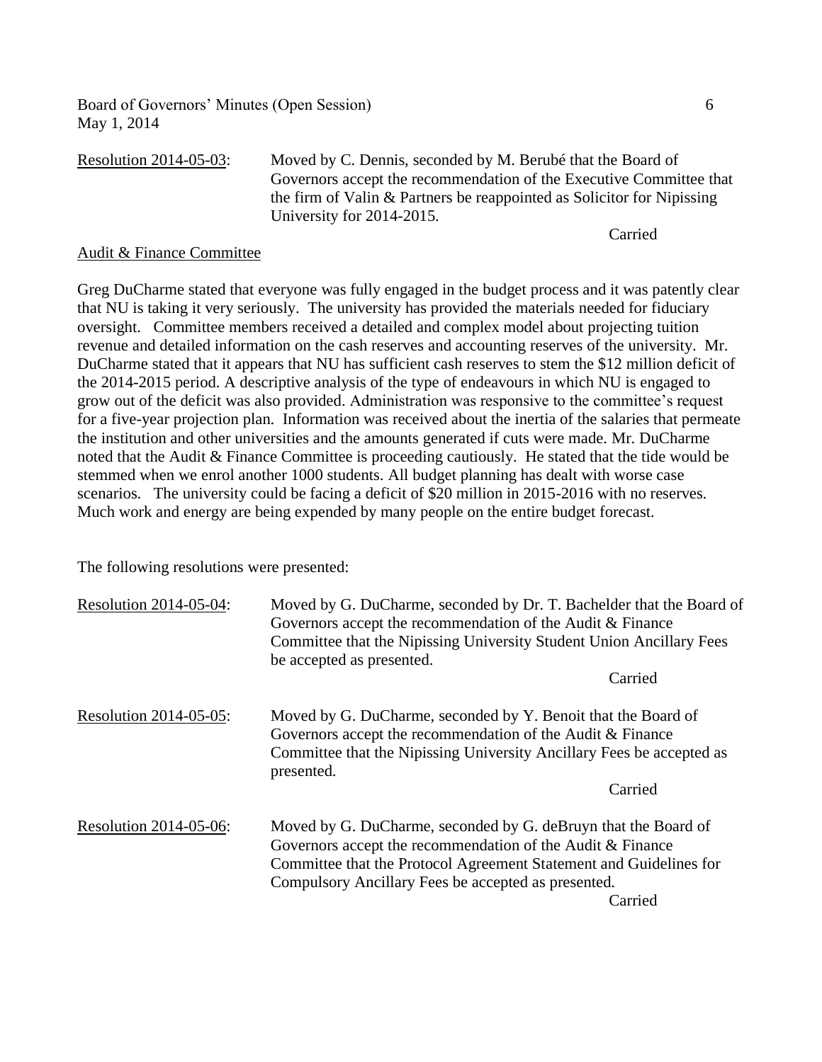Resolution 2014-05-03: Moved by C. Dennis, seconded by M. Berubé that the Board of Governors accept the recommendation of the Executive Committee that the firm of Valin & Partners be reappointed as Solicitor for Nipissing University for 2014-2015.

Carried

Audit & Finance Committee

Greg DuCharme stated that everyone was fully engaged in the budget process and it was patently clear that NU is taking it very seriously. The university has provided the materials needed for fiduciary oversight. Committee members received a detailed and complex model about projecting tuition revenue and detailed information on the cash reserves and accounting reserves of the university. Mr. DuCharme stated that it appears that NU has sufficient cash reserves to stem the $12 million deficit of the 2014-2015 period. A descriptive analysis of the type of endeavours in which NU is engaged to grow out of the deficit was also provided. Administration was responsive to the committee's request for a five-year projection plan. Information was received about the inertia of the salaries that permeate the institution and other universities and the amounts generated if cuts were made. Mr. DuCharme noted that the Audit & Finance Committee is proceeding cautiously. He stated that the tide would be stemmed when we enrol another 1000 students. All budget planning has dealt with worse case scenarios. The university could be facing a deficit of $20 million in 2015-2016 with no reserves. Much work and energy are being expended by many people on the entire budget forecast.

The following resolutions were presented:

Resolution 2014-05-04: Moved by G. DuCharme, seconded by Dr. T. Bachelder that the Board of Governors accept the recommendation of the Audit & Finance Committee that the Nipissing University Student Union Ancillary Fees be accepted as presented.

Carried

Resolution 2014-05-05: Moved by G. DuCharme, seconded by Y. Benoit that the Board of Governors accept the recommendation of the Audit & Finance Committee that the Nipissing University Ancillary Fees be accepted as presented.

Carried

Resolution 2014-05-06: Moved by G. DuCharme, seconded by G. deBruyn that the Board of Governors accept the recommendation of the Audit & Finance Committee that the Protocol Agreement Statement and Guidelines for Compulsory Ancillary Fees be accepted as presented.

Carried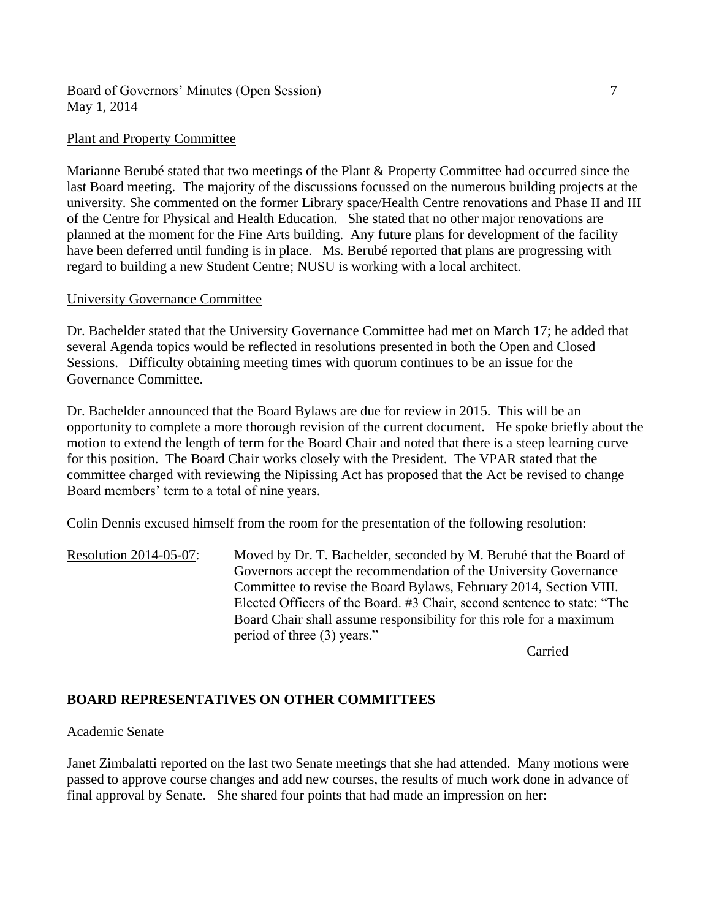Plant and Property Committee

Marianne Berubé stated that two meetings of the Plant & Property Committee had occurred since the last Board meeting. The majority of the discussions focussed on the numerous building projects at the university. She commented on the former Library space/Health Centre renovations and Phase II and III of the Centre for Physical and Health Education. She stated that no other major renovations are planned at the moment for the Fine Arts building. Any future plans for development of the facility have been deferred until funding is in place. Ms. Berubé reported that plans are progressing with regard to building a new Student Centre; NUSU is working with a local architect.

University Governance Committee

Dr. Bachelder stated that the University Governance Committee had met on March 17; he added that several Agenda topics would be reflected in resolutions presented in both the Open and Closed Sessions. Difficulty obtaining meeting times with quorum continues to be an issue for the Governance Committee.

Dr. Bachelder announced that the Board Bylaws are due for review in 2015. This will be an opportunity to complete a more thorough revision of the current document. He spoke briefly about the motion to extend the length of term for the Board Chair and noted that there is a steep learning curve for this position. The Board Chair works closely with the President. The VPAR stated that the committee charged with reviewing the Nipissing Act has proposed that the Act be revised to change Board members' term to a total of nine years.

Colin Dennis excused himself from the room for the presentation of the following resolution:

Resolution 2014-05-07: Moved by Dr. T. Bachelder, seconded by M. Berubé that the Board of Governors accept the recommendation of the University Governance Committee to revise the Board Bylaws, February 2014, Section VIII. Elected Officers of the Board. #3 Chair, second sentence to state: "The Board Chair shall assume responsibility for this role for a maximum period of three (3) years."

Carried

## BOARD REPRESENTATIVES ON OTHER COMMITTEES

Academic Senate

Janet Zimbalatti reported on the last two Senate meetings that she had attended. Many motions were passed to approve course changes and add new courses, the results of much work done in advance of final approval by Senate. She shared four points that had made an impression on her: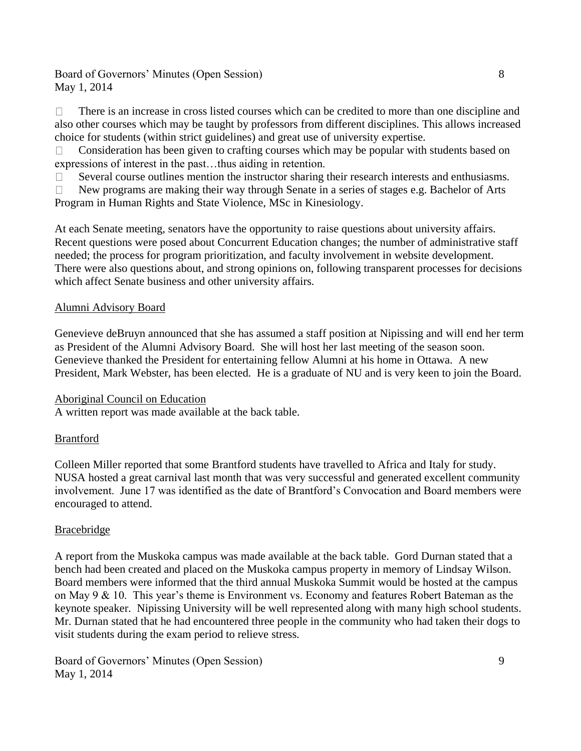- There is an increase in cross listed courses which can be credited to more than one discipline and also other courses which may be taught by professors from different disciplines. This allows increased choice for students (within strict guidelines) and great use of university expertise.
- Consideration has been given to crafting courses which may be popular with students based on expressions of interest in the past…thus aiding in retention.
- Several course outlines mention the instructor sharing their research interests and enthusiasms.
- New programs are making their way through Senate in a series of stages e.g. Bachelor of Arts Program in Human Rights and State Violence, MSc in Kinesiology.

At each Senate meeting, senators have the opportunity to raise questions about university affairs. Recent questions were posed about Concurrent Education changes; the number of administrative staff needed; the process for program prioritization, and faculty involvement in website development. There were also questions about, and strong opinions on, following transparent processes for decisions which affect Senate business and other university affairs.

<u>Alumni Advisory Board</u>

Genevieve deBruyn announced that she has assumed a staff position at Nipissing and will end her term as President of the Alumni Advisory Board. She will host her last meeting of the season soon. Genevieve thanked the President for entertaining fellow Alumni at his home in Ottawa. A new President, Mark Webster, has been elected. He is a graduate of NU and is very keen to join the Board.

<u>Aboriginal Council on Education</u>

A written report was made available at the back table.

<u>Brantford</u>

Colleen Miller reported that some Brantford students have travelled to Africa and Italy for study. NUSA hosted a great carnival last month that was very successful and generated excellent community involvement. June 17 was identified as the date of Brantford's Convocation and Board members were encouraged to attend.

<u>Bracebridge</u>

A report from the Muskoka campus was made available at the back table. Gord Durnan stated that a bench had been created and placed on the Muskoka campus property in memory of Lindsay Wilson. Board members were informed that the third annual Muskoka Summit would be hosted at the campus on May 9 & 10. This year's theme is Environment vs. Economy and features Robert Bateman as the keynote speaker. Nipissing University will be well represented along with many high school students. Mr. Durnan stated that he had encountered three people in the community who had taken their dogs to visit students during the exam period to relieve stress.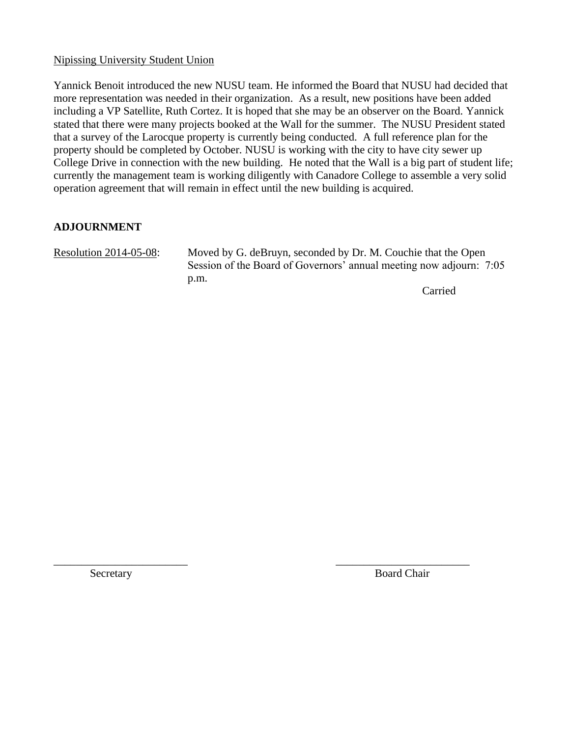Nipissing University Student Union

Yannick Benoit introduced the new NUSU team. He informed the Board that NUSU had decided that more representation was needed in their organization. As a result, new positions have been added including a VP Satellite, Ruth Cortez. It is hoped that she may be an observer on the Board. Yannick stated that there were many projects booked at the Wall for the summer. The NUSU President stated that a survey of the Larocque property is currently being conducted. A full reference plan for the property should be completed by October. NUSU is working with the city to have city sewer up College Drive in connection with the new building. He noted that the Wall is a big part of student life; currently the management team is working diligently with Canadore College to assemble a very solid operation agreement that will remain in effect until the new building is acquired.

## ADJOURNMENT

Resolution 2014-05-08: Moved by G. deBruyn, seconded by Dr. M. Couchie that the Open Session of the Board of Governors' annual meeting now adjourn: 7:05 p.m.

Carried

\_\_\_\_\_\_\_\_\_\_\_\_\_\_\_\_\_\_\_\_\_\_\_\_ Secretary

\_\_\_\_\_\_\_\_\_\_\_\_\_\_\_\_\_\_\_\_\_\_\_\_ Board Chair